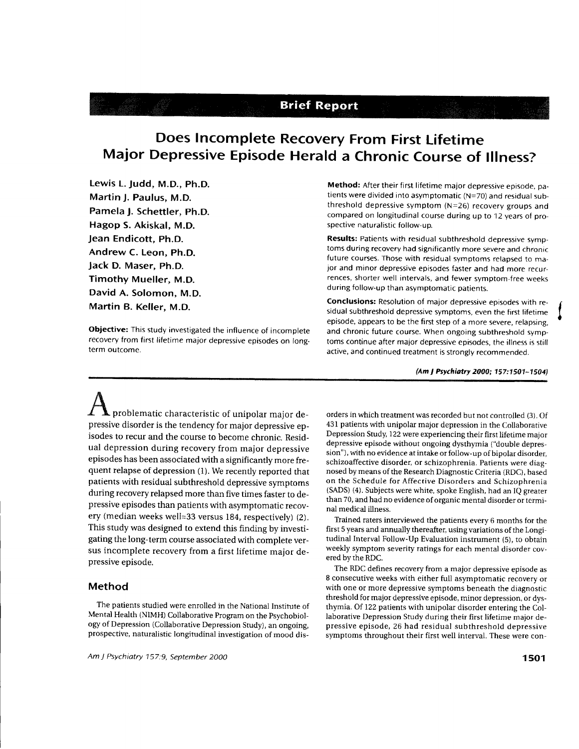Brief Report

# Does Incomplete Recovery From First Lifetime Major Depressive Episode Herald a Chronic Course of Illness?

**Lewis L. Judd, M.D., Ph.D.**
**Martin J. Paulus, M.D.**
**Pamela J. Schettler, Ph.D.**
**Hagop S. Akiskal, M.D.**
**Jean Endicott, Ph.D.**
**Andrew C. Leon, Ph.D.**
**Jack D. Maser, Ph.D.**
**Timothy Mueller, M.D.**
**David A. Solomon, M.D.**
**Martin B. Keller, M.D.**

**Objective:** This study investigated the influence of incomplete recovery from first lifetime major depressive episodes on long-term outcome.

**Method:** After their first lifetime major depressive episode, patients were divided into asymptomatic (N=70) and residual subthreshold depressive symptom (N=26) recovery groups and compared on longitudinal course during up to 12 years of prospective naturalistic follow-up.

**Results:** Patients with residual subthreshold depressive symptoms during recovery had significantly more severe and chronic future courses. Those with residual symptoms relapsed to major and minor depressive episodes faster and had more recurrences, shorter well intervals, and fewer symptom-free weeks during follow-up than asymptomatic patients.

**Conclusions:** Resolution of major depressive episodes with residual subthreshold depressive symptoms, even the first lifetime episode, appears to be the first step of a more severe, relapsing, and chronic future course. When ongoing subthreshold symptoms continue after major depressive episodes, the illness is still active, and continued treatment is strongly recommended.

*(Am J Psychiatry 2000; 157:1501–1504)*

A problematic characteristic of unipolar major depressive disorder is the tendency for major depressive episodes to recur and the course to become chronic. Residual depression during recovery from major depressive episodes has been associated with a significantly more frequent relapse of depression (1). We recently reported that patients with residual subthreshold depressive symptoms during recovery relapsed more than five times faster to depressive episodes than patients with asymptomatic recovery (median weeks well=33 versus 184, respectively) (2). This study was designed to extend this finding by investigating the long-term course associated with complete versus incomplete recovery from a first lifetime major depressive episode.

## Method

The patients studied were enrolled in the National Institute of Mental Health (NIMH) Collaborative Program on the Psychobiology of Depression (Collaborative Depression Study), an ongoing, prospective, naturalistic longitudinal investigation of mood disorders in which treatment was recorded but not controlled (3). Of 431 patients with unipolar major depression in the Collaborative Depression Study, 122 were experiencing their first lifetime major depressive episode without ongoing dysthymia ("double depression"), with no evidence at intake or follow-up of bipolar disorder, schizoaffective disorder, or schizophrenia. Patients were diagnosed by means of the Research Diagnostic Criteria (RDC), based on the Schedule for Affective Disorders and Schizophrenia (SADS) (4). Subjects were white, spoke English, had an IQ greater than 70, and had no evidence of organic mental disorder or terminal medical illness.

Trained raters interviewed the patients every 6 months for the first 5 years and annually thereafter, using variations of the Longitudinal Interval Follow-Up Evaluation instrument (5), to obtain weekly symptom severity ratings for each mental disorder covered by the RDC.

The RDC defines recovery from a major depressive episode as 8 consecutive weeks with either full asymptomatic recovery or with one or more depressive symptoms beneath the diagnostic threshold for major depressive episode, minor depression, or dysthymia. Of 122 patients with unipolar disorder entering the Collaborative Depression Study during their first lifetime major depressive episode, 26 had residual subthreshold depressive symptoms throughout their first well interval. These were con-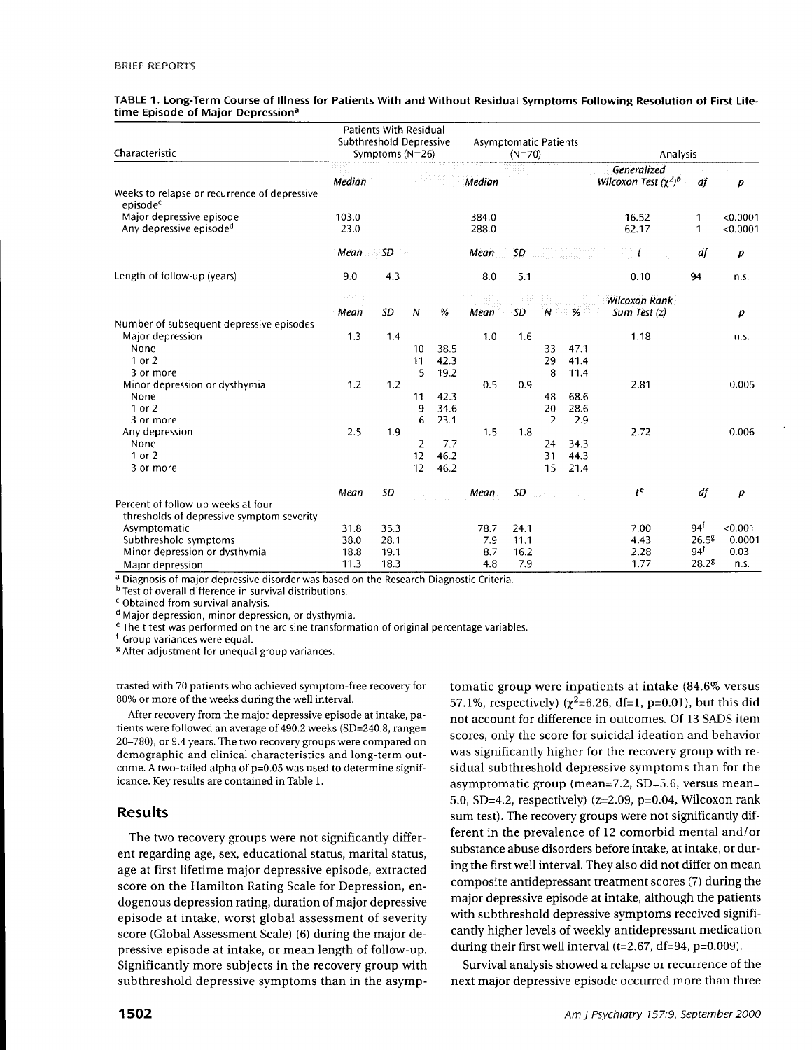**TABLE 1. Long-Term Course of Illness for Patients With and Without Residual Symptoms Following Resolution of First Lifetime Episode of Major Depression[a]**

| Characteristic | Patients With Residual Subthreshold Depressive Symptoms (N=26) | | | | Asymptomatic Patients (N=70) | | | | Analysis | | |
|---|---|---|---|---|---|---|---|---|---|---|---|
| | Median | | | | Median | | | | Generalized Wilcoxon Test ($\chi^2$)[b] | df | p |
| Weeks to relapse or recurrence of depressive episode[c] | | | | | | | | | | | |
| Major depressive episode | 103.0 | | | | 384.0 | | | | 16.52 | 1 | <0.0001 |
| Any depressive episode[d] | 23.0 | | | | 288.0 | | | | 62.17 | 1 | <0.0001 |
| | Mean | SD | | | Mean | SD | | | t | df | p |
| Length of follow-up (years) | 9.0 | 4.3 | | | 8.0 | 5.1 | | | 0.10 | 94 | n.s. |
| | Mean | SD | N | % | Mean | SD | N | % | Wilcoxon Rank Sum Test (z) | | p |
| Number of subsequent depressive episodes | | | | | | | | | | | |
| Major depression | 1.3 | 1.4 | | | 1.0 | 1.6 | | | 1.18 | | n.s. |
| None | | | 10 | 38.5 | | | 33 | 47.1 | | | |
| 1 or 2 | | | 11 | 42.3 | | | 29 | 41.4 | | | |
| 3 or more | | | 5 | 19.2 | | | 8 | 11.4 | | | |
| Minor depression or dysthymia | 1.2 | 1.2 | | | 0.5 | 0.9 | | | 2.81 | | 0.005 |
| None | | | 11 | 42.3 | | | 48 | 68.6 | | | |
| 1 or 2 | | | 9 | 34.6 | | | 20 | 28.6 | | | |
| 3 or more | | | 6 | 23.1 | | | 2 | 2.9 | | | |
| Any depression | 2.5 | 1.9 | | | 1.5 | 1.8 | | | 2.72 | | 0.006 |
| None | | | 2 | 7.7 | | | 24 | 34.3 | | | |
| 1 or 2 | | | 12 | 46.2 | | | 31 | 44.3 | | | |
| 3 or more | | | 12 | 46.2 | | | 15 | 21.4 | | | |
| | Mean | SD | | | Mean | SD | | | t[e] | df | p |
| Percent of follow-up weeks at four thresholds of depressive symptom severity | | | | | | | | | | | |
| Asymptomatic | 31.8 | 35.3 | | | 78.7 | 24.1 | | | 7.00 | 94[f] | <0.001 |
| Subthreshold symptoms | 38.0 | 28.1 | | | 7.9 | 11.1 | | | 4.43 | 26.5[g] | 0.0001 |
| Minor depression or dysthymia | 18.8 | 19.1 | | | 8.7 | 16.2 | | | 2.28 | 94[f] | 0.03 |
| Major depression | 11.3 | 18.3 | | | 4.8 | 7.9 | | | 1.77 | 28.2[g] | n.s. |

[a] Diagnosis of major depressive disorder was based on the Research Diagnostic Criteria.
[b] Test of overall difference in survival distributions.
[c] Obtained from survival analysis.
[d] Major depression, minor depression, or dysthymia.
[e] The t test was performed on the arc sine transformation of original percentage variables.
[f] Group variances were equal.
[g] After adjustment for unequal group variances.

trasted with 70 patients who achieved symptom-free recovery for 80% or more of the weeks during the well interval.

After recovery from the major depressive episode at intake, patients were followed an average of 490.2 weeks (SD=240.8, range=20–780), or 9.4 years. The two recovery groups were compared on demographic and clinical characteristics and long-term outcome. A two-tailed alpha of p=0.05 was used to determine significance. Key results are contained in Table 1.

## Results

The two recovery groups were not significantly different regarding age, sex, educational status, marital status, age at first lifetime major depressive episode, extracted score on the Hamilton Rating Scale for Depression, endogenous depression rating, duration of major depressive episode at intake, worst global assessment of severity score (Global Assessment Scale) (6) during the major depressive episode at intake, or mean length of follow-up. Significantly more subjects in the recovery group with subthreshold depressive symptoms than in the asymptomatic group were inpatients at intake (84.6% versus 57.1%, respectively) ($\chi^2$=6.26, df=1, p=0.01), but this did not account for difference in outcomes. Of 13 SADS item scores, only the score for suicidal ideation and behavior was significantly higher for the recovery group with residual subthreshold depressive symptoms than for the asymptomatic group (mean=7.2, SD=5.6, versus mean=5.0, SD=4.2, respectively) (z=2.09, p=0.04, Wilcoxon rank sum test). The recovery groups were not significantly different in the prevalence of 12 comorbid mental and/or substance abuse disorders before intake, at intake, or during the first well interval. They also did not differ on mean composite antidepressant treatment scores (7) during the major depressive episode at intake, although the patients with subthreshold depressive symptoms received significantly higher levels of weekly antidepressant medication during their first well interval (t=2.67, df=94, p=0.009).

Survival analysis showed a relapse or recurrence of the next major depressive episode occurred more than three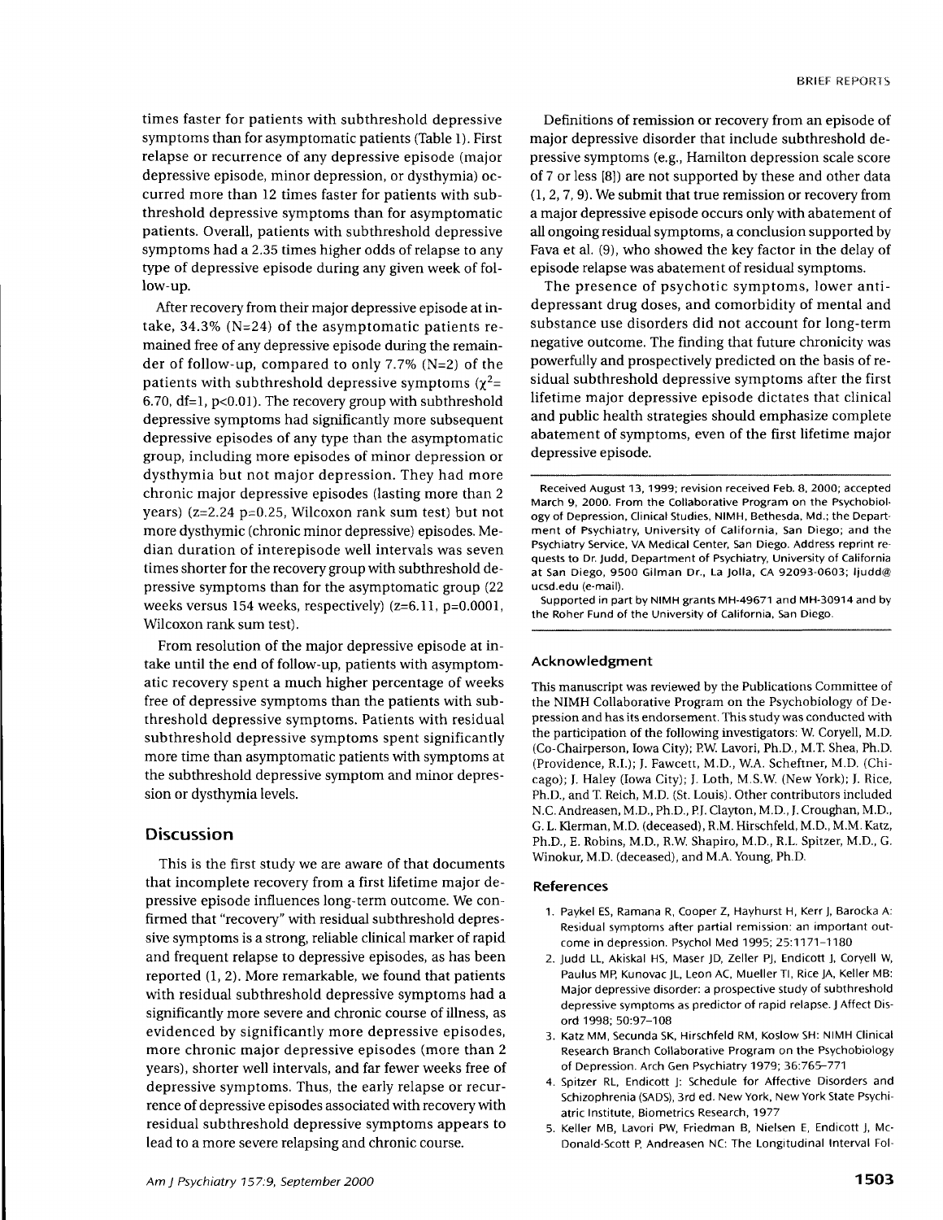times faster for patients with subthreshold depressive symptoms than for asymptomatic patients (Table 1). First relapse or recurrence of any depressive episode (major depressive episode, minor depression, or dysthymia) occurred more than 12 times faster for patients with subthreshold depressive symptoms than for asymptomatic patients. Overall, patients with subthreshold depressive symptoms had a 2.35 times higher odds of relapse to any type of depressive episode during any given week of follow-up.

After recovery from their major depressive episode at intake, 34.3% (N=24) of the asymptomatic patients remained free of any depressive episode during the remainder of follow-up, compared to only 7.7% (N=2) of the patients with subthreshold depressive symptoms ($\chi^2$= 6.70, df=1, $p<0.01$). The recovery group with subthreshold depressive symptoms had significantly more subsequent depressive episodes of any type than the asymptomatic group, including more episodes of minor depression or dysthymia but not major depression. They had more chronic major depressive episodes (lasting more than 2 years) (z=2.24 p=0.25, Wilcoxon rank sum test) but not more dysthymic (chronic minor depressive) episodes. Median duration of interepisode well intervals was seven times shorter for the recovery group with subthreshold depressive symptoms than for the asymptomatic group (22 weeks versus 154 weeks, respectively) (z=6.11, p=0.0001, Wilcoxon rank sum test).

From resolution of the major depressive episode at intake until the end of follow-up, patients with asymptomatic recovery spent a much higher percentage of weeks free of depressive symptoms than the patients with subthreshold depressive symptoms. Patients with residual subthreshold depressive symptoms spent significantly more time than asymptomatic patients with symptoms at the subthreshold depressive symptom and minor depression or dysthymia levels.

## Discussion

This is the first study we are aware of that documents that incomplete recovery from a first lifetime major depressive episode influences long-term outcome. We confirmed that "recovery" with residual subthreshold depressive symptoms is a strong, reliable clinical marker of rapid and frequent relapse to depressive episodes, as has been reported (1, 2). More remarkable, we found that patients with residual subthreshold depressive symptoms had a significantly more severe and chronic course of illness, as evidenced by significantly more depressive episodes, more chronic major depressive episodes (more than 2 years), shorter well intervals, and far fewer weeks free of depressive symptoms. Thus, the early relapse or recurrence of depressive episodes associated with recovery with residual subthreshold depressive symptoms appears to lead to a more severe relapsing and chronic course.

Definitions of remission or recovery from an episode of major depressive disorder that include subthreshold depressive symptoms (e.g., Hamilton depression scale score of 7 or less [8]) are not supported by these and other data (1, 2, 7, 9). We submit that true remission or recovery from a major depressive episode occurs only with abatement of all ongoing residual symptoms, a conclusion supported by Fava et al. (9), who showed the key factor in the delay of episode relapse was abatement of residual symptoms.

The presence of psychotic symptoms, lower antidepressant drug doses, and comorbidity of mental and substance use disorders did not account for long-term negative outcome. The finding that future chronicity was powerfully and prospectively predicted on the basis of residual subthreshold depressive symptoms after the first lifetime major depressive episode dictates that clinical and public health strategies should emphasize complete abatement of symptoms, even of the first lifetime major depressive episode.

---

Received August 13, 1999; revision received Feb. 8, 2000; accepted March 9, 2000. From the Collaborative Program on the Psychobiology of Depression, Clinical Studies, NIMH, Bethesda, Md.; the Department of Psychiatry, University of California, San Diego; and the Psychiatry Service, VA Medical Center, San Diego. Address reprint requests to Dr. Judd, Department of Psychiatry, University of California at San Diego, 9500 Gilman Dr., La Jolla, CA 92093-0603; ljudd@ucsd.edu (e-mail).

Supported in part by NIMH grants MH-49671 and MH-30914 and by the Roher Fund of the University of California, San Diego.

---

### Acknowledgment

This manuscript was reviewed by the Publications Committee of the NIMH Collaborative Program on the Psychobiology of Depression and has its endorsement. This study was conducted with the participation of the following investigators: W. Coryell, M.D. (Co-Chairperson, Iowa City); P.W. Lavori, Ph.D., M.T. Shea, Ph.D. (Providence, R.I.); J. Fawcett, M.D., W.A. Scheftner, M.D. (Chicago); J. Haley (Iowa City); J. Loth, M.S.W. (New York); J. Rice, Ph.D., and T. Reich, M.D. (St. Louis). Other contributors included N.C. Andreasen, M.D., Ph.D., P.J. Clayton, M.D., J. Croughan, M.D., G. L. Klerman, M.D. (deceased), R.M. Hirschfeld, M.D., M.M. Katz, Ph.D., E. Robins, M.D., R.W. Shapiro, M.D., R.L. Spitzer, M.D., G. Winokur, M.D. (deceased), and M.A. Young, Ph.D.

### References

1. Paykel ES, Ramana R, Cooper Z, Hayhurst H, Kerr J, Barocka A: Residual symptoms after partial remission: an important outcome in depression. Psychol Med 1995; 25:1171–1180
2. Judd LL, Akiskal HS, Maser JD, Zeller PJ, Endicott J, Coryell W, Paulus MP, Kunovac JL, Leon AC, Mueller TI, Rice JA, Keller MB: Major depressive disorder: a prospective study of subthreshold depressive symptoms as predictor of rapid relapse. J Affect Disord 1998; 50:97–108
3. Katz MM, Secunda SK, Hirschfeld RM, Koslow SH: NIMH Clinical Research Branch Collaborative Program on the Psychobiology of Depression. Arch Gen Psychiatry 1979; 36:765–771
4. Spitzer RL, Endicott J: Schedule for Affective Disorders and Schizophrenia (SADS), 3rd ed. New York, New York State Psychiatric Institute, Biometrics Research, 1977
5. Keller MB, Lavori PW, Friedman B, Nielsen E, Endicott J, McDonald-Scott P, Andreasen NC: The Longitudinal Interval Fol-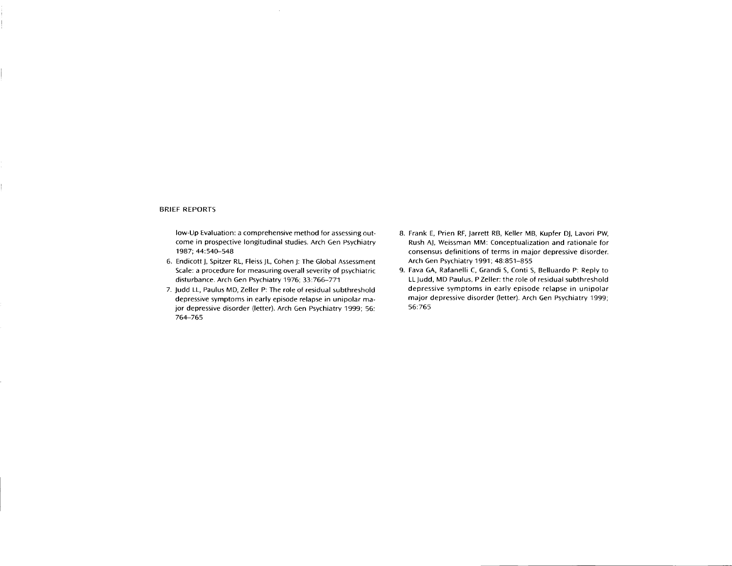low-Up Evaluation: a comprehensive method for assessing outcome in prospective longitudinal studies. Arch Gen Psychiatry 1987; 44:540–548

6. Endicott J, Spitzer RL, Fleiss JL, Cohen J: The Global Assessment Scale: a procedure for measuring overall severity of psychiatric disturbance. Arch Gen Psychiatry 1976; 33:766–771
7. Judd LL, Paulus MD, Zeller P: The role of residual subthreshold depressive symptoms in early episode relapse in unipolar major depressive disorder (letter). Arch Gen Psychiatry 1999; 56: 764–765
8. Frank E, Prien RF, Jarrett RB, Keller MB, Kupfer DJ, Lavori PW, Rush AJ, Weissman MM: Conceptualization and rationale for consensus definitions of terms in major depressive disorder. Arch Gen Psychiatry 1991; 48:851–855
9. Fava GA, Rafanelli C, Grandi S, Conti S, Belluardo P: Reply to LL Judd, MD Paulus, P Zeller: the role of residual subthreshold depressive symptoms in early episode relapse in unipolar major depressive disorder (letter). Arch Gen Psychiatry 1999; 56:765